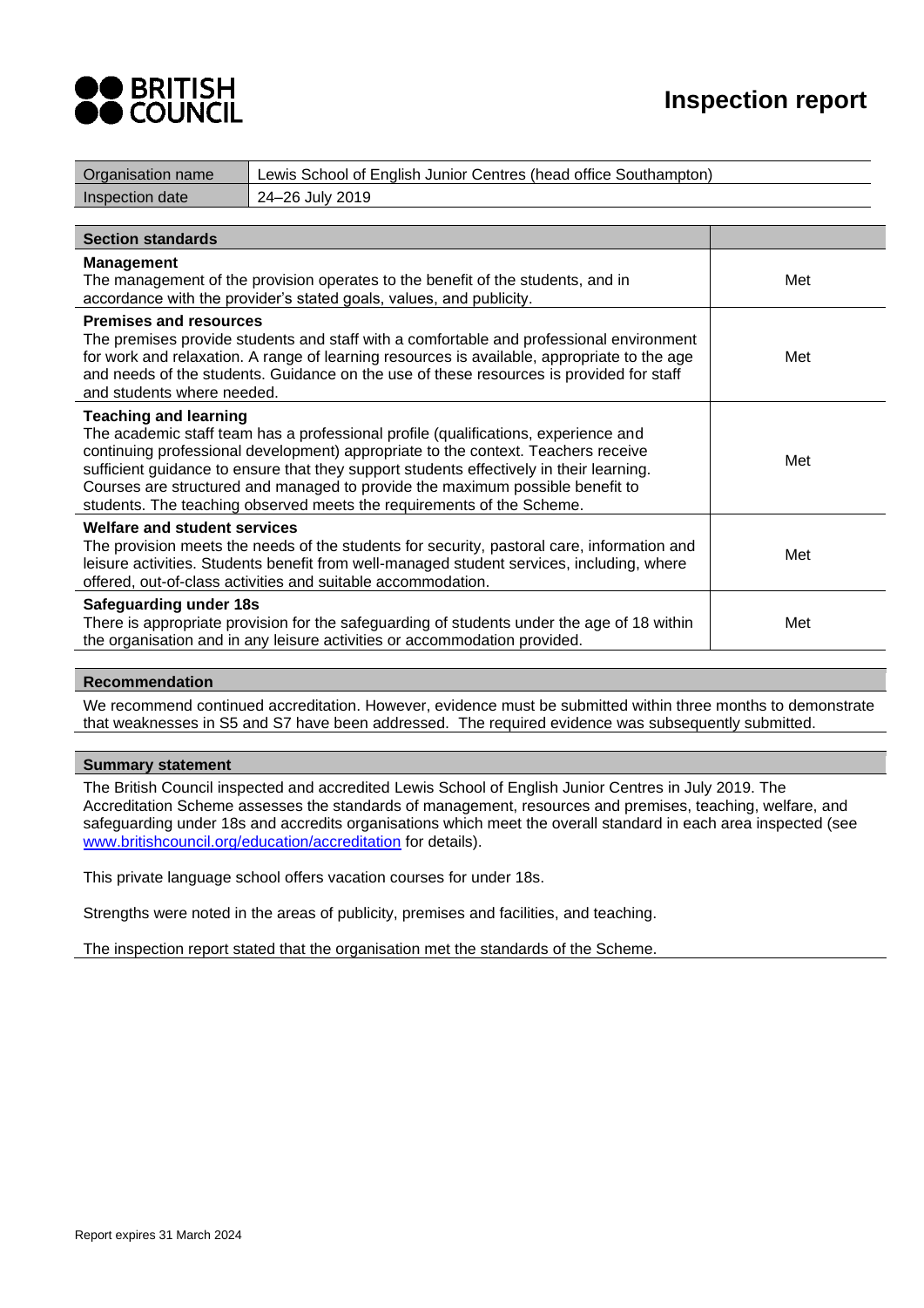# Inspection report

| Organisation name | Lewis School of English Junior Centres (head office Southampton) |
| --- | --- |
| Inspection date | 24–26 July 2019 |

| Section standards | |
| --- | --- |
| **Management**<br>The management of the provision operates to the benefit of the students, and in accordance with the provider's stated goals, values, and publicity. | Met |
| **Premises and resources**<br>The premises provide students and staff with a comfortable and professional environment for work and relaxation. A range of learning resources is available, appropriate to the age and needs of the students. Guidance on the use of these resources is provided for staff and students where needed. | Met |
| **Teaching and learning**<br>The academic staff team has a professional profile (qualifications, experience and continuing professional development) appropriate to the context. Teachers receive sufficient guidance to ensure that they support students effectively in their learning. Courses are structured and managed to provide the maximum possible benefit to students. The teaching observed meets the requirements of the Scheme. | Met |
| **Welfare and student services**<br>The provision meets the needs of the students for security, pastoral care, information and leisure activities. Students benefit from well-managed student services, including, where offered, out-of-class activities and suitable accommodation. | Met |
| **Safeguarding under 18s**<br>There is appropriate provision for the safeguarding of students under the age of 18 within the organisation and in any leisure activities or accommodation provided. | Met |

## Recommendation

We recommend continued accreditation. However, evidence must be submitted within three months to demonstrate that weaknesses in S5 and S7 have been addressed. The required evidence was subsequently submitted.

## Summary statement

The British Council inspected and accredited Lewis School of English Junior Centres in July 2019. The Accreditation Scheme assesses the standards of management, resources and premises, teaching, welfare, and safeguarding under 18s and accredits organisations which meet the overall standard in each area inspected (see www.britishcouncil.org/education/accreditation for details).

This private language school offers vacation courses for under 18s.

Strengths were noted in the areas of publicity, premises and facilities, and teaching.

The inspection report stated that the organisation met the standards of the Scheme.

Report expires 31 March 2024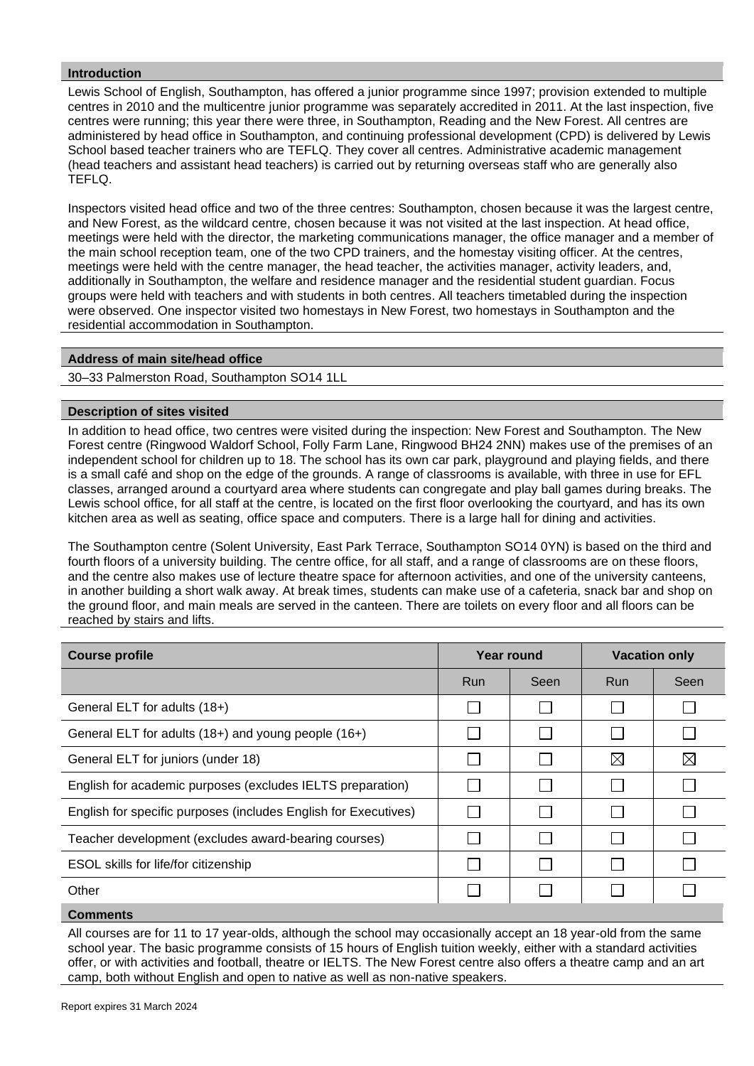### Introduction

Lewis School of English, Southampton, has offered a junior programme since 1997; provision extended to multiple centres in 2010 and the multicentre junior programme was separately accredited in 2011. At the last inspection, five centres were running; this year there were three, in Southampton, Reading and the New Forest. All centres are administered by head office in Southampton, and continuing professional development (CPD) is delivered by Lewis School based teacher trainers who are TEFLQ. They cover all centres. Administrative academic management (head teachers and assistant head teachers) is carried out by returning overseas staff who are generally also TEFLQ.

Inspectors visited head office and two of the three centres: Southampton, chosen because it was the largest centre, and New Forest, as the wildcard centre, chosen because it was not visited at the last inspection. At head office, meetings were held with the director, the marketing communications manager, the office manager and a member of the main school reception team, one of the two CPD trainers, and the homestay visiting officer. At the centres, meetings were held with the centre manager, the head teacher, the activities manager, activity leaders, and, additionally in Southampton, the welfare and residence manager and the residential student guardian. Focus groups were held with teachers and with students in both centres. All teachers timetabled during the inspection were observed. One inspector visited two homestays in New Forest, two homestays in Southampton and the residential accommodation in Southampton.

### Address of main site/head office

30–33 Palmerston Road, Southampton SO14 1LL

### Description of sites visited

In addition to head office, two centres were visited during the inspection: New Forest and Southampton. The New Forest centre (Ringwood Waldorf School, Folly Farm Lane, Ringwood BH24 2NN) makes use of the premises of an independent school for children up to 18. The school has its own car park, playground and playing fields, and there is a small café and shop on the edge of the grounds. A range of classrooms is available, with three in use for EFL classes, arranged around a courtyard area where students can congregate and play ball games during breaks. The Lewis school office, for all staff at the centre, is located on the first floor overlooking the courtyard, and has its own kitchen area as well as seating, office space and computers. There is a large hall for dining and activities.

The Southampton centre (Solent University, East Park Terrace, Southampton SO14 0YN) is based on the third and fourth floors of a university building. The centre office, for all staff, and a range of classrooms are on these floors, and the centre also makes use of lecture theatre space for afternoon activities, and one of the university canteens, in another building a short walk away. At break times, students can make use of a cafeteria, snack bar and shop on the ground floor, and main meals are served in the canteen. There are toilets on every floor and all floors can be reached by stairs and lifts.

| Course profile | Year round | | Vacation only | |
|---|---|---|---|---|
| | Run | Seen | Run | Seen |
| General ELT for adults (18+) | ☐ | ☐ | ☐ | ☐ |
| General ELT for adults (18+) and young people (16+) | ☐ | ☐ | ☐ | ☐ |
| General ELT for juniors (under 18) | ☐ | ☐ | ☒ | ☒ |
| English for academic purposes (excludes IELTS preparation) | ☐ | ☐ | ☐ | ☐ |
| English for specific purposes (includes English for Executives) | ☐ | ☐ | ☐ | ☐ |
| Teacher development (excludes award-bearing courses) | ☐ | ☐ | ☐ | ☐ |
| ESOL skills for life/for citizenship | ☐ | ☐ | ☐ | ☐ |
| Other | ☐ | ☐ | ☐ | ☐ |

### Comments

All courses are for 11 to 17 year-olds, although the school may occasionally accept an 18 year-old from the same school year. The basic programme consists of 15 hours of English tuition weekly, either with a standard activities offer, or with activities and football, theatre or IELTS. The New Forest centre also offers a theatre camp and an art camp, both without English and open to native as well as non-native speakers.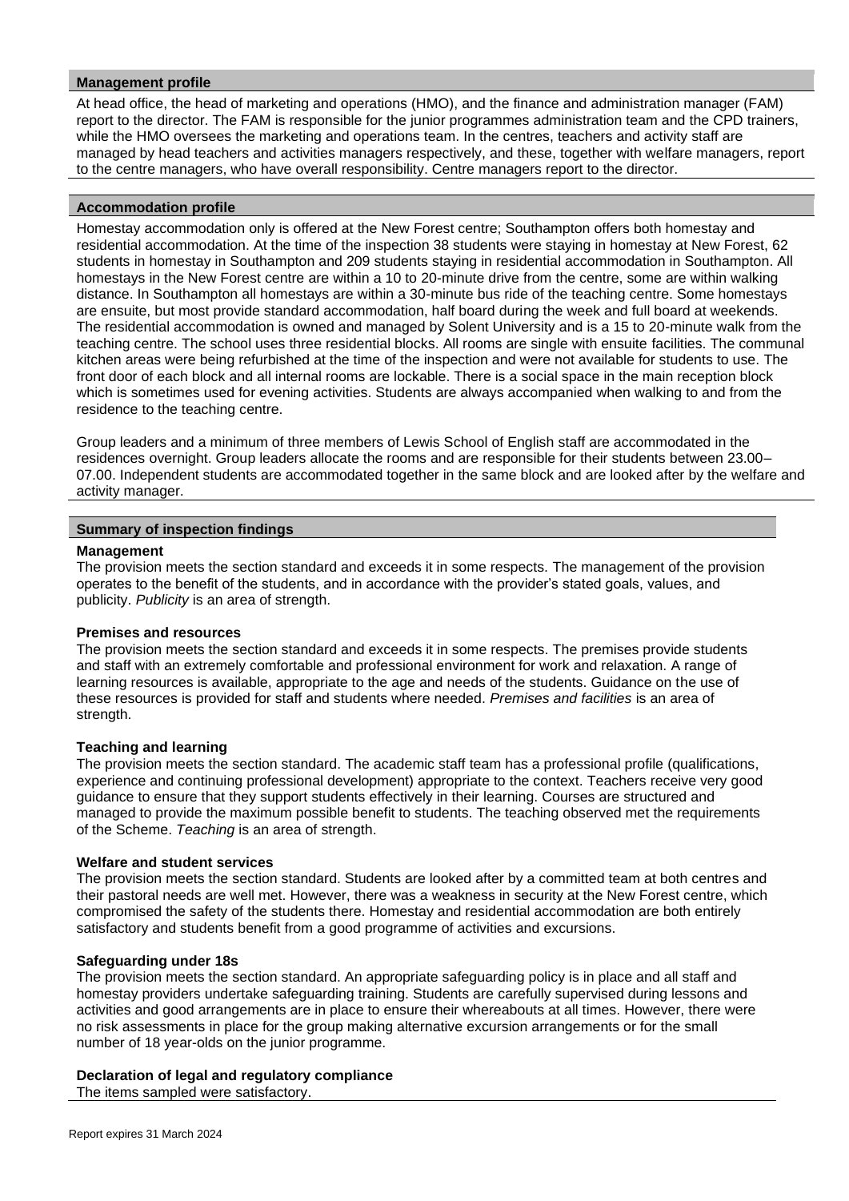## Management profile

At head office, the head of marketing and operations (HMO), and the finance and administration manager (FAM) report to the director. The FAM is responsible for the junior programmes administration team and the CPD trainers, while the HMO oversees the marketing and operations team. In the centres, teachers and activity staff are managed by head teachers and activities managers respectively, and these, together with welfare managers, report to the centre managers, who have overall responsibility. Centre managers report to the director.

## Accommodation profile

Homestay accommodation only is offered at the New Forest centre; Southampton offers both homestay and residential accommodation. At the time of the inspection 38 students were staying in homestay at New Forest, 62 students in homestay in Southampton and 209 students staying in residential accommodation in Southampton. All homestays in the New Forest centre are within a 10 to 20-minute drive from the centre, some are within walking distance. In Southampton all homestays are within a 30-minute bus ride of the teaching centre. Some homestays are ensuite, but most provide standard accommodation, half board during the week and full board at weekends. The residential accommodation is owned and managed by Solent University and is a 15 to 20-minute walk from the teaching centre. The school uses three residential blocks. All rooms are single with ensuite facilities. The communal kitchen areas were being refurbished at the time of the inspection and were not available for students to use. The front door of each block and all internal rooms are lockable. There is a social space in the main reception block which is sometimes used for evening activities. Students are always accompanied when walking to and from the residence to the teaching centre.

Group leaders and a minimum of three members of Lewis School of English staff are accommodated in the residences overnight. Group leaders allocate the rooms and are responsible for their students between 23.00–07.00. Independent students are accommodated together in the same block and are looked after by the welfare and activity manager.

## Summary of inspection findings

**Management**
The provision meets the section standard and exceeds it in some respects. The management of the provision operates to the benefit of the students, and in accordance with the provider's stated goals, values, and publicity. *Publicity* is an area of strength.

**Premises and resources**
The provision meets the section standard and exceeds it in some respects. The premises provide students and staff with an extremely comfortable and professional environment for work and relaxation. A range of learning resources is available, appropriate to the age and needs of the students. Guidance on the use of these resources is provided for staff and students where needed. *Premises and facilities* is an area of strength.

**Teaching and learning**
The provision meets the section standard. The academic staff team has a professional profile (qualifications, experience and continuing professional development) appropriate to the context. Teachers receive very good guidance to ensure that they support students effectively in their learning. Courses are structured and managed to provide the maximum possible benefit to students. The teaching observed met the requirements of the Scheme. *Teaching* is an area of strength.

**Welfare and student services**
The provision meets the section standard. Students are looked after by a committed team at both centres and their pastoral needs are well met. However, there was a weakness in security at the New Forest centre, which compromised the safety of the students there. Homestay and residential accommodation are both entirely satisfactory and students benefit from a good programme of activities and excursions.

**Safeguarding under 18s**
The provision meets the section standard. An appropriate safeguarding policy is in place and all staff and homestay providers undertake safeguarding training. Students are carefully supervised during lessons and activities and good arrangements are in place to ensure their whereabouts at all times. However, there were no risk assessments in place for the group making alternative excursion arrangements or for the small number of 18 year-olds on the junior programme.

**Declaration of legal and regulatory compliance**
The items sampled were satisfactory.

Report expires 31 March 2024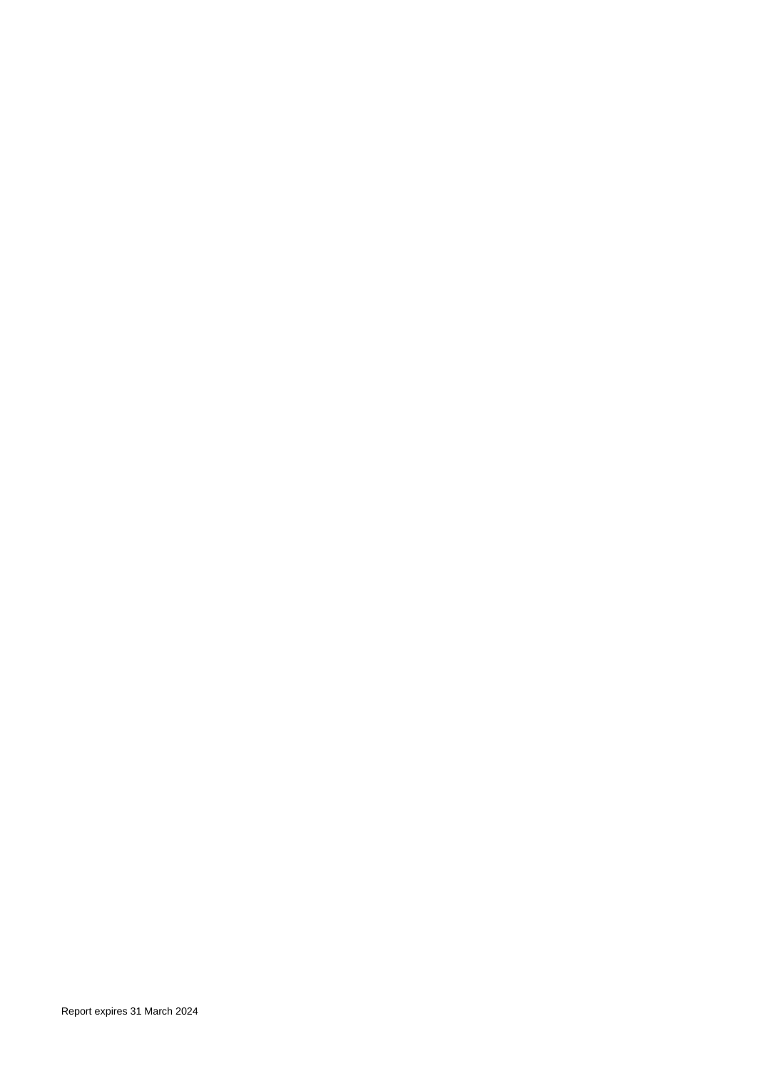Report expires 31 March 2024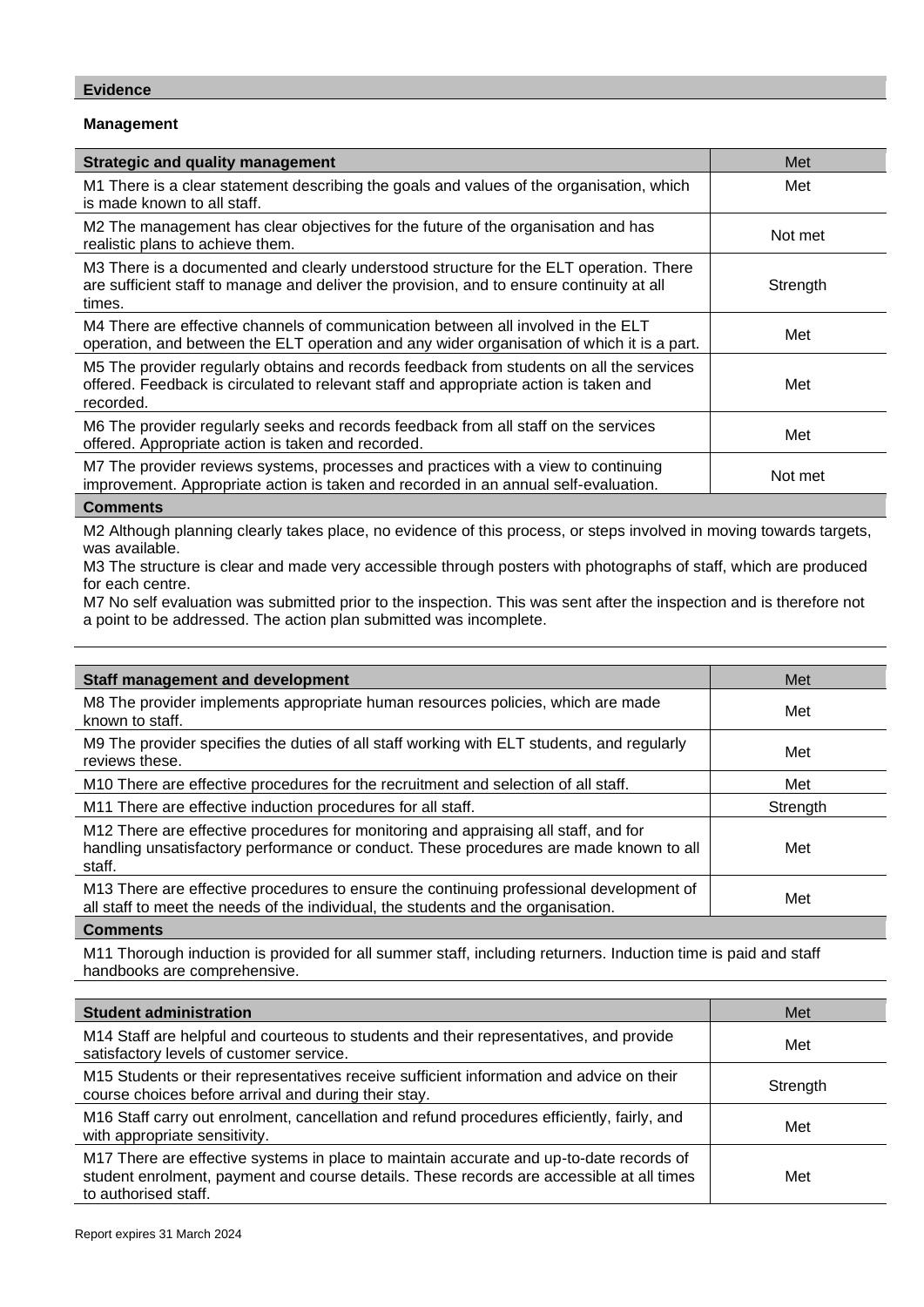## Evidence

### Management

| Strategic and quality management | Met |
|---|---|
| M1 There is a clear statement describing the goals and values of the organisation, which is made known to all staff. | Met |
| M2 The management has clear objectives for the future of the organisation and has realistic plans to achieve them. | Not met |
| M3 There is a documented and clearly understood structure for the ELT operation. There are sufficient staff to manage and deliver the provision, and to ensure continuity at all times. | Strength |
| M4 There are effective channels of communication between all involved in the ELT operation, and between the ELT operation and any wider organisation of which it is a part. | Met |
| M5 The provider regularly obtains and records feedback from students on all the services offered. Feedback is circulated to relevant staff and appropriate action is taken and recorded. | Met |
| M6 The provider regularly seeks and records feedback from all staff on the services offered. Appropriate action is taken and recorded. | Met |
| M7 The provider reviews systems, processes and practices with a view to continuing improvement. Appropriate action is taken and recorded in an annual self-evaluation. | Not met |

**Comments**

M2 Although planning clearly takes place, no evidence of this process, or steps involved in moving towards targets, was available.
M3 The structure is clear and made very accessible through posters with photographs of staff, which are produced for each centre.
M7 No self evaluation was submitted prior to the inspection. This was sent after the inspection and is therefore not a point to be addressed. The action plan submitted was incomplete.

| Staff management and development | Met |
|---|---|
| M8 The provider implements appropriate human resources policies, which are made known to staff. | Met |
| M9 The provider specifies the duties of all staff working with ELT students, and regularly reviews these. | Met |
| M10 There are effective procedures for the recruitment and selection of all staff. | Met |
| M11 There are effective induction procedures for all staff. | Strength |
| M12 There are effective procedures for monitoring and appraising all staff, and for handling unsatisfactory performance or conduct. These procedures are made known to all staff. | Met |
| M13 There are effective procedures to ensure the continuing professional development of all staff to meet the needs of the individual, the students and the organisation. | Met |

**Comments**

M11 Thorough induction is provided for all summer staff, including returners. Induction time is paid and staff handbooks are comprehensive.

| Student administration | Met |
|---|---|
| M14 Staff are helpful and courteous to students and their representatives, and provide satisfactory levels of customer service. | Met |
| M15 Students or their representatives receive sufficient information and advice on their course choices before arrival and during their stay. | Strength |
| M16 Staff carry out enrolment, cancellation and refund procedures efficiently, fairly, and with appropriate sensitivity. | Met |
| M17 There are effective systems in place to maintain accurate and up-to-date records of student enrolment, payment and course details. These records are accessible at all times to authorised staff. | Met |

Report expires 31 March 2024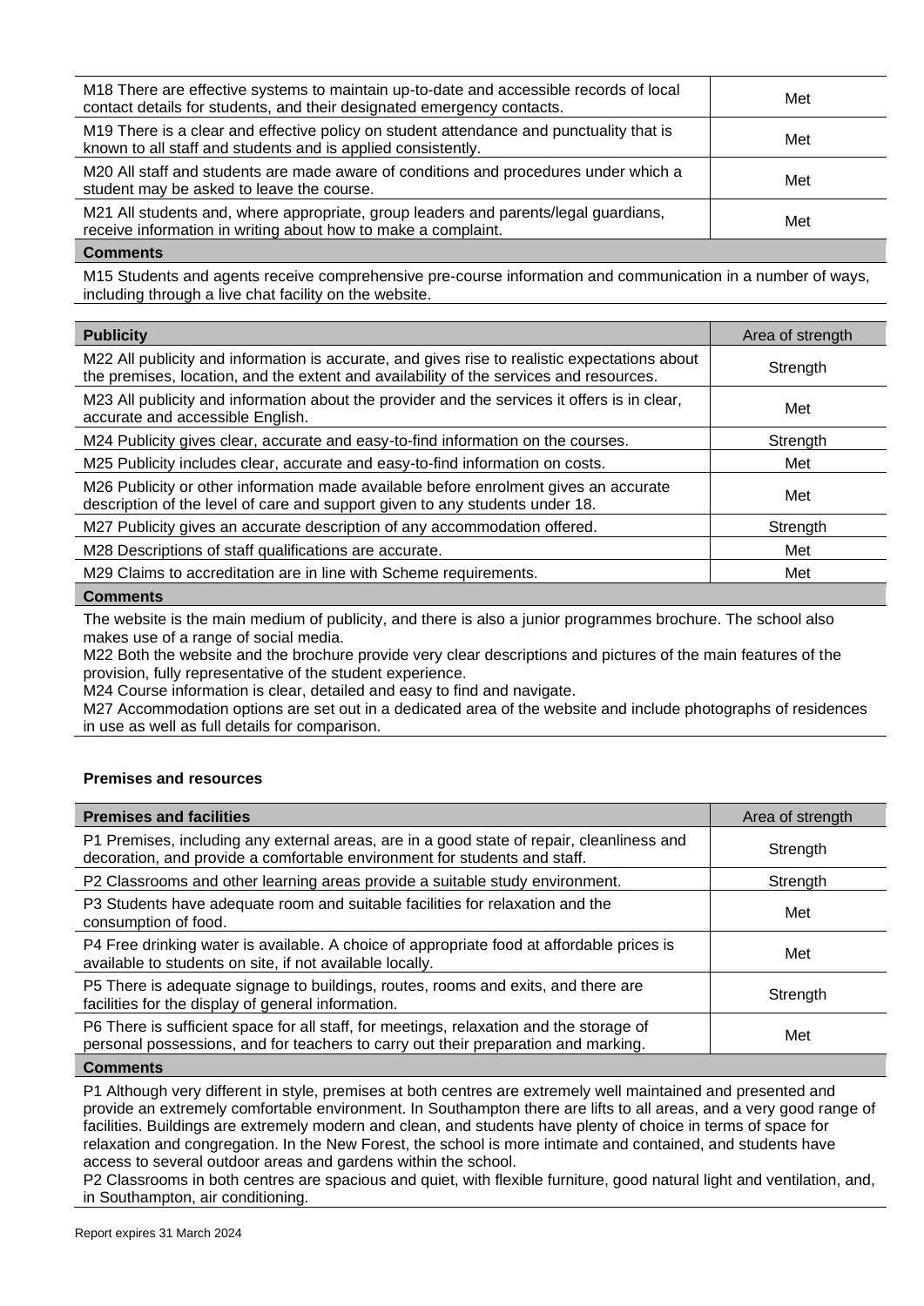| | |
|---|---|
| M18 There are effective systems to maintain up-to-date and accessible records of local contact details for students, and their designated emergency contacts. | Met |
| M19 There is a clear and effective policy on student attendance and punctuality that is known to all staff and students and is applied consistently. | Met |
| M20 All staff and students are made aware of conditions and procedures under which a student may be asked to leave the course. | Met |
| M21 All students and, where appropriate, group leaders and parents/legal guardians, receive information in writing about how to make a complaint. | Met |

**Comments**

M15 Students and agents receive comprehensive pre-course information and communication in a number of ways, including through a live chat facility on the website.

| Publicity | Area of strength |
|---|---|
| M22 All publicity and information is accurate, and gives rise to realistic expectations about the premises, location, and the extent and availability of the services and resources. | Strength |
| M23 All publicity and information about the provider and the services it offers is in clear, accurate and accessible English. | Met |
| M24 Publicity gives clear, accurate and easy-to-find information on the courses. | Strength |
| M25 Publicity includes clear, accurate and easy-to-find information on costs. | Met |
| M26 Publicity or other information made available before enrolment gives an accurate description of the level of care and support given to any students under 18. | Met |
| M27 Publicity gives an accurate description of any accommodation offered. | Strength |
| M28 Descriptions of staff qualifications are accurate. | Met |
| M29 Claims to accreditation are in line with Scheme requirements. | Met |

**Comments**

The website is the main medium of publicity, and there is also a junior programmes brochure. The school also makes use of a range of social media.
M22 Both the website and the brochure provide very clear descriptions and pictures of the main features of the provision, fully representative of the student experience.
M24 Course information is clear, detailed and easy to find and navigate.
M27 Accommodation options are set out in a dedicated area of the website and include photographs of residences in use as well as full details for comparison.

### Premises and resources

| Premises and facilities | Area of strength |
|---|---|
| P1 Premises, including any external areas, are in a good state of repair, cleanliness and decoration, and provide a comfortable environment for students and staff. | Strength |
| P2 Classrooms and other learning areas provide a suitable study environment. | Strength |
| P3 Students have adequate room and suitable facilities for relaxation and the consumption of food. | Met |
| P4 Free drinking water is available. A choice of appropriate food at affordable prices is available to students on site, if not available locally. | Met |
| P5 There is adequate signage to buildings, routes, rooms and exits, and there are facilities for the display of general information. | Strength |
| P6 There is sufficient space for all staff, for meetings, relaxation and the storage of personal possessions, and for teachers to carry out their preparation and marking. | Met |

**Comments**

P1 Although very different in style, premises at both centres are extremely well maintained and presented and provide an extremely comfortable environment. In Southampton there are lifts to all areas, and a very good range of facilities. Buildings are extremely modern and clean, and students have plenty of choice in terms of space for relaxation and congregation. In the New Forest, the school is more intimate and contained, and students have access to several outdoor areas and gardens within the school.
P2 Classrooms in both centres are spacious and quiet, with flexible furniture, good natural light and ventilation, and, in Southampton, air conditioning.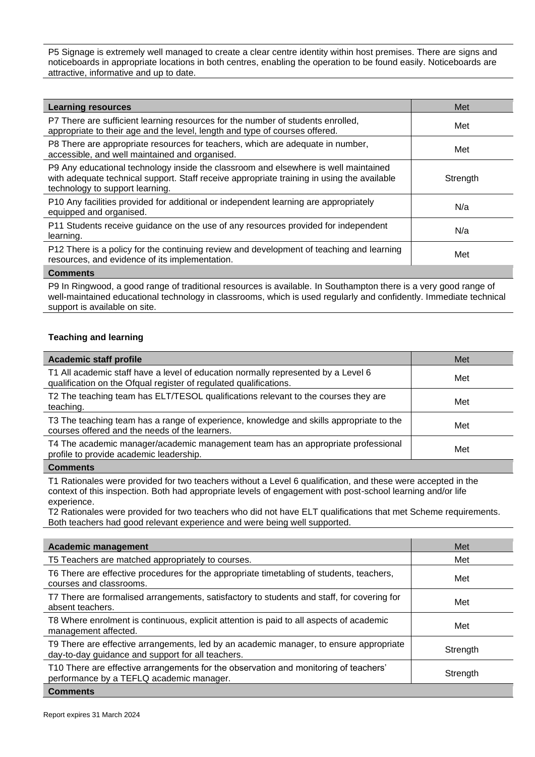P5 Signage is extremely well managed to create a clear centre identity within host premises. There are signs and noticeboards in appropriate locations in both centres, enabling the operation to be found easily. Noticeboards are attractive, informative and up to date.

| Learning resources | Met |
|---|---|
| P7 There are sufficient learning resources for the number of students enrolled, appropriate to their age and the level, length and type of courses offered. | Met |
| P8 There are appropriate resources for teachers, which are adequate in number, accessible, and well maintained and organised. | Met |
| P9 Any educational technology inside the classroom and elsewhere is well maintained with adequate technical support. Staff receive appropriate training in using the available technology to support learning. | Strength |
| P10 Any facilities provided for additional or independent learning are appropriately equipped and organised. | N/a |
| P11 Students receive guidance on the use of any resources provided for independent learning. | N/a |
| P12 There is a policy for the continuing review and development of teaching and learning resources, and evidence of its implementation. | Met |

**Comments**

P9 In Ringwood, a good range of traditional resources is available. In Southampton there is a very good range of well-maintained educational technology in classrooms, which is used regularly and confidently. Immediate technical support is available on site.

### Teaching and learning

| Academic staff profile | Met |
|---|---|
| T1 All academic staff have a level of education normally represented by a Level 6 qualification on the Ofqual register of regulated qualifications. | Met |
| T2 The teaching team has ELT/TESOL qualifications relevant to the courses they are teaching. | Met |
| T3 The teaching team has a range of experience, knowledge and skills appropriate to the courses offered and the needs of the learners. | Met |
| T4 The academic manager/academic management team has an appropriate professional profile to provide academic leadership. | Met |

**Comments**

T1 Rationales were provided for two teachers without a Level 6 qualification, and these were accepted in the context of this inspection. Both had appropriate levels of engagement with post-school learning and/or life experience.
T2 Rationales were provided for two teachers who did not have ELT qualifications that met Scheme requirements. Both teachers had good relevant experience and were being well supported.

| Academic management | Met |
|---|---|
| T5 Teachers are matched appropriately to courses. | Met |
| T6 There are effective procedures for the appropriate timetabling of students, teachers, courses and classrooms. | Met |
| T7 There are formalised arrangements, satisfactory to students and staff, for covering for absent teachers. | Met |
| T8 Where enrolment is continuous, explicit attention is paid to all aspects of academic management affected. | Met |
| T9 There are effective arrangements, led by an academic manager, to ensure appropriate day-to-day guidance and support for all teachers. | Strength |
| T10 There are effective arrangements for the observation and monitoring of teachers' performance by a TEFLQ academic manager. | Strength |

**Comments**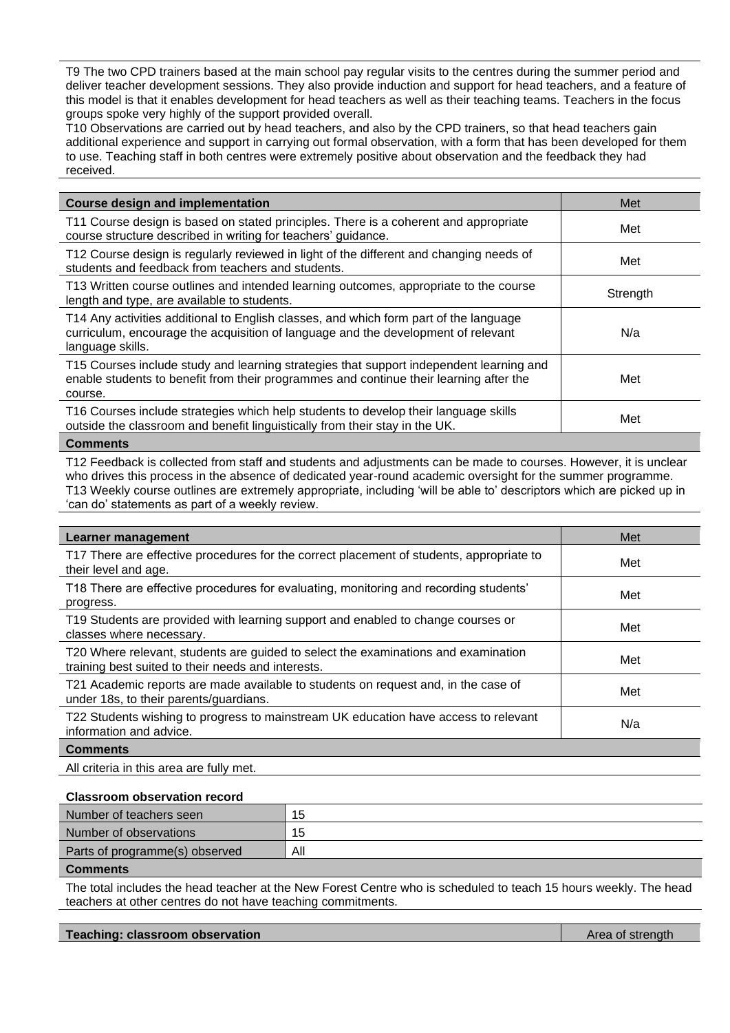T9 The two CPD trainers based at the main school pay regular visits to the centres during the summer period and deliver teacher development sessions. They also provide induction and support for head teachers, and a feature of this model is that it enables development for head teachers as well as their teaching teams. Teachers in the focus groups spoke very highly of the support provided overall.
T10 Observations are carried out by head teachers, and also by the CPD trainers, so that head teachers gain additional experience and support in carrying out formal observation, with a form that has been developed for them to use. Teaching staff in both centres were extremely positive about observation and the feedback they had received.

| Course design and implementation | Met |
|---|---|
| T11 Course design is based on stated principles. There is a coherent and appropriate course structure described in writing for teachers' guidance. | Met |
| T12 Course design is regularly reviewed in light of the different and changing needs of students and feedback from teachers and students. | Met |
| T13 Written course outlines and intended learning outcomes, appropriate to the course length and type, are available to students. | Strength |
| T14 Any activities additional to English classes, and which form part of the language curriculum, encourage the acquisition of language and the development of relevant language skills. | N/a |
| T15 Courses include study and learning strategies that support independent learning and enable students to benefit from their programmes and continue their learning after the course. | Met |
| T16 Courses include strategies which help students to develop their language skills outside the classroom and benefit linguistically from their stay in the UK. | Met |

**Comments**

T12 Feedback is collected from staff and students and adjustments can be made to courses. However, it is unclear who drives this process in the absence of dedicated year-round academic oversight for the summer programme.
T13 Weekly course outlines are extremely appropriate, including 'will be able to' descriptors which are picked up in 'can do' statements as part of a weekly review.

| Learner management | Met |
|---|---|
| T17 There are effective procedures for the correct placement of students, appropriate to their level and age. | Met |
| T18 There are effective procedures for evaluating, monitoring and recording students' progress. | Met |
| T19 Students are provided with learning support and enabled to change courses or classes where necessary. | Met |
| T20 Where relevant, students are guided to select the examinations and examination training best suited to their needs and interests. | Met |
| T21 Academic reports are made available to students on request and, in the case of under 18s, to their parents/guardians. | Met |
| T22 Students wishing to progress to mainstream UK education have access to relevant information and advice. | N/a |

**Comments**

All criteria in this area are fully met.

**Classroom observation record**

| Number of teachers seen | 15 |
|---|---|
| Number of observations | 15 |
| Parts of programme(s) observed | All |

**Comments**

The total includes the head teacher at the New Forest Centre who is scheduled to teach 15 hours weekly. The head teachers at other centres do not have teaching commitments.

| Teaching: classroom observation | Area of strength |
|---|---|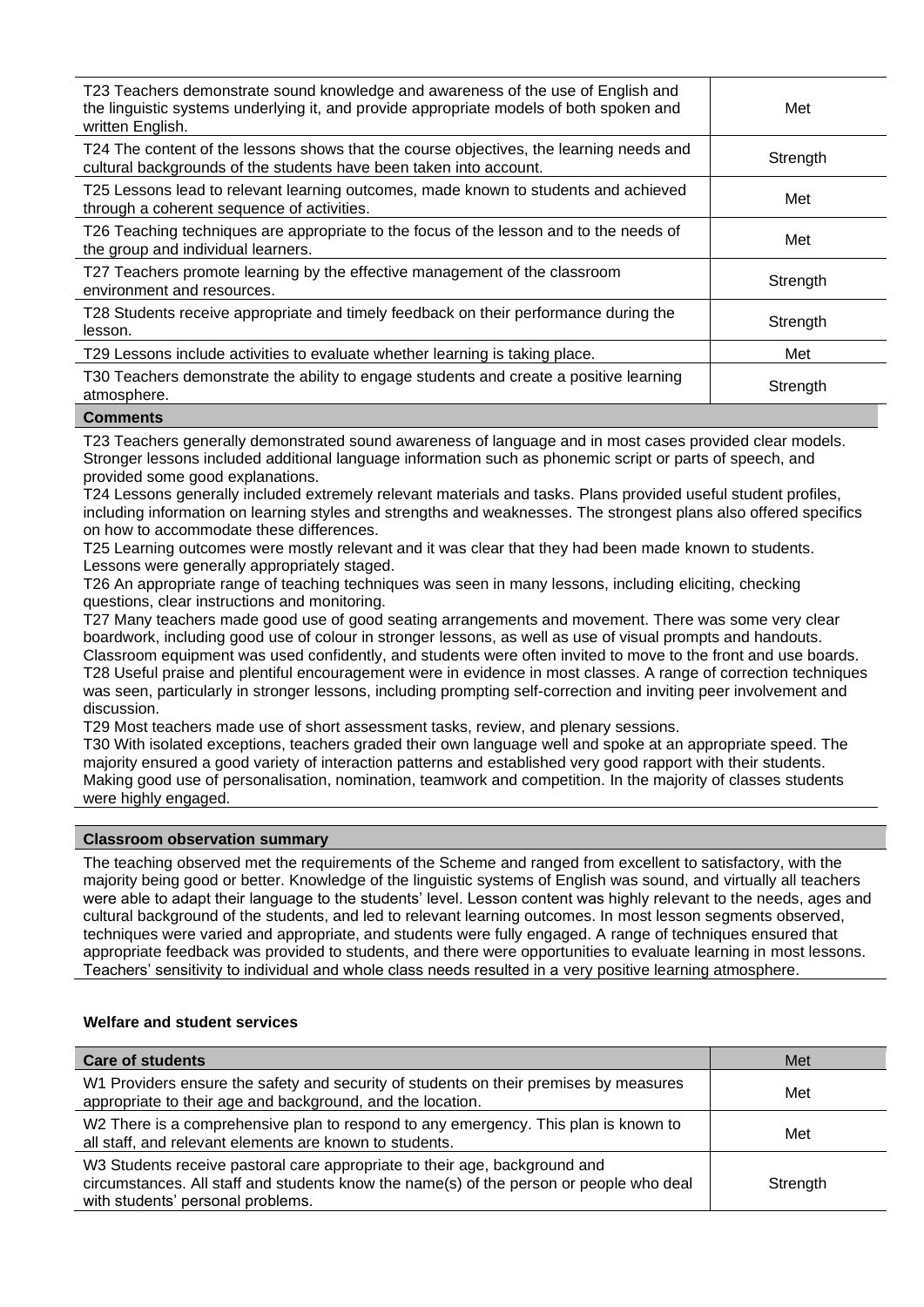| | |
|---|---|
| T23 Teachers demonstrate sound knowledge and awareness of the use of English and the linguistic systems underlying it, and provide appropriate models of both spoken and written English. | Met |
| T24 The content of the lessons shows that the course objectives, the learning needs and cultural backgrounds of the students have been taken into account. | Strength |
| T25 Lessons lead to relevant learning outcomes, made known to students and achieved through a coherent sequence of activities. | Met |
| T26 Teaching techniques are appropriate to the focus of the lesson and to the needs of the group and individual learners. | Met |
| T27 Teachers promote learning by the effective management of the classroom environment and resources. | Strength |
| T28 Students receive appropriate and timely feedback on their performance during the lesson. | Strength |
| T29 Lessons include activities to evaluate whether learning is taking place. | Met |
| T30 Teachers demonstrate the ability to engage students and create a positive learning atmosphere. | Strength |

**Comments**

T23 Teachers generally demonstrated sound awareness of language and in most cases provided clear models. Stronger lessons included additional language information such as phonemic script or parts of speech, and provided some good explanations.
T24 Lessons generally included extremely relevant materials and tasks. Plans provided useful student profiles, including information on learning styles and strengths and weaknesses. The strongest plans also offered specifics on how to accommodate these differences.
T25 Learning outcomes were mostly relevant and it was clear that they had been made known to students. Lessons were generally appropriately staged.
T26 An appropriate range of teaching techniques was seen in many lessons, including eliciting, checking questions, clear instructions and monitoring.
T27 Many teachers made good use of good seating arrangements and movement. There was some very clear boardwork, including good use of colour in stronger lessons, as well as use of visual prompts and handouts. Classroom equipment was used confidently, and students were often invited to move to the front and use boards.
T28 Useful praise and plentiful encouragement were in evidence in most classes. A range of correction techniques was seen, particularly in stronger lessons, including prompting self-correction and inviting peer involvement and discussion.
T29 Most teachers made use of short assessment tasks, review, and plenary sessions.
T30 With isolated exceptions, teachers graded their own language well and spoke at an appropriate speed. The majority ensured a good variety of interaction patterns and established very good rapport with their students. Making good use of personalisation, nomination, teamwork and competition. In the majority of classes students were highly engaged.

**Classroom observation summary**

The teaching observed met the requirements of the Scheme and ranged from excellent to satisfactory, with the majority being good or better. Knowledge of the linguistic systems of English was sound, and virtually all teachers were able to adapt their language to the students' level. Lesson content was highly relevant to the needs, ages and cultural background of the students, and led to relevant learning outcomes. In most lesson segments observed, techniques were varied and appropriate, and students were fully engaged. A range of techniques ensured that appropriate feedback was provided to students, and there were opportunities to evaluate learning in most lessons. Teachers' sensitivity to individual and whole class needs resulted in a very positive learning atmosphere.

### Welfare and student services

| **Care of students** | Met |
|---|---|
| W1 Providers ensure the safety and security of students on their premises by measures appropriate to their age and background, and the location. | Met |
| W2 There is a comprehensive plan to respond to any emergency. This plan is known to all staff, and relevant elements are known to students. | Met |
| W3 Students receive pastoral care appropriate to their age, background and circumstances. All staff and students know the name(s) of the person or people who deal with students' personal problems. | Strength |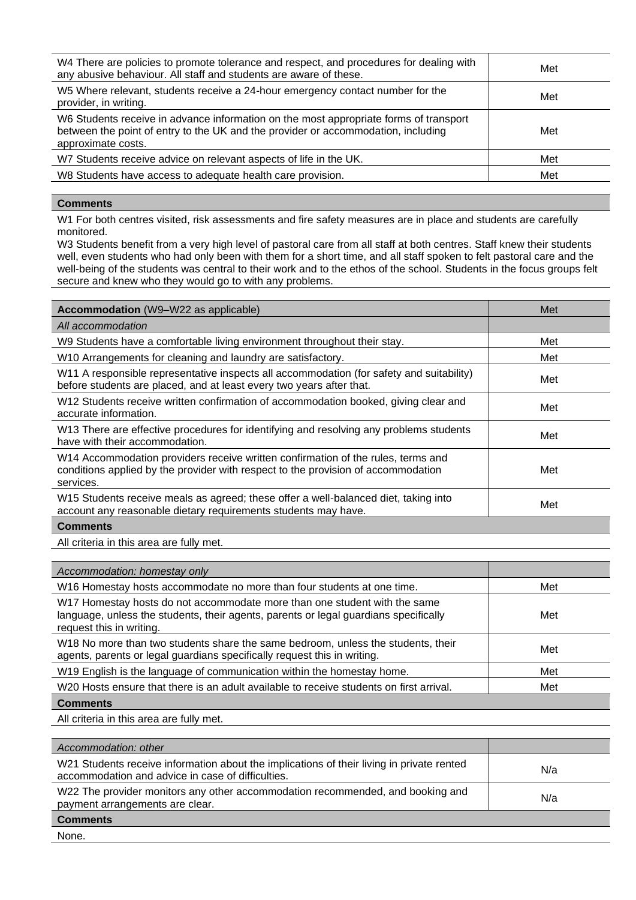| | |
|---|---|
| W4 There are policies to promote tolerance and respect, and procedures for dealing with any abusive behaviour. All staff and students are aware of these. | Met |
| W5 Where relevant, students receive a 24-hour emergency contact number for the provider, in writing. | Met |
| W6 Students receive in advance information on the most appropriate forms of transport between the point of entry to the UK and the provider or accommodation, including approximate costs. | Met |
| W7 Students receive advice on relevant aspects of life in the UK. | Met |
| W8 Students have access to adequate health care provision. | Met |

**Comments**

W1 For both centres visited, risk assessments and fire safety measures are in place and students are carefully monitored.
W3 Students benefit from a very high level of pastoral care from all staff at both centres. Staff knew their students well, even students who had only been with them for a short time, and all staff spoken to felt pastoral care and the well-being of the students was central to their work and to the ethos of the school. Students in the focus groups felt secure and knew who they would go to with any problems.

| **Accommodation** (W9–W22 as applicable) | Met |
|---|---|
| *All accommodation* | |
| W9 Students have a comfortable living environment throughout their stay. | Met |
| W10 Arrangements for cleaning and laundry are satisfactory. | Met |
| W11 A responsible representative inspects all accommodation (for safety and suitability) before students are placed, and at least every two years after that. | Met |
| W12 Students receive written confirmation of accommodation booked, giving clear and accurate information. | Met |
| W13 There are effective procedures for identifying and resolving any problems students have with their accommodation. | Met |
| W14 Accommodation providers receive written confirmation of the rules, terms and conditions applied by the provider with respect to the provision of accommodation services. | Met |
| W15 Students receive meals as agreed; these offer a well-balanced diet, taking into account any reasonable dietary requirements students may have. | Met |

**Comments**

All criteria in this area are fully met.

| *Accommodation: homestay only* | |
|---|---|
| W16 Homestay hosts accommodate no more than four students at one time. | Met |
| W17 Homestay hosts do not accommodate more than one student with the same language, unless the students, their agents, parents or legal guardians specifically request this in writing. | Met |
| W18 No more than two students share the same bedroom, unless the students, their agents, parents or legal guardians specifically request this in writing. | Met |
| W19 English is the language of communication within the homestay home. | Met |
| W20 Hosts ensure that there is an adult available to receive students on first arrival. | Met |

**Comments**

All criteria in this area are fully met.

| *Accommodation: other* | |
|---|---|
| W21 Students receive information about the implications of their living in private rented accommodation and advice in case of difficulties. | N/a |
| W22 The provider monitors any other accommodation recommended, and booking and payment arrangements are clear. | N/a |

**Comments**

None.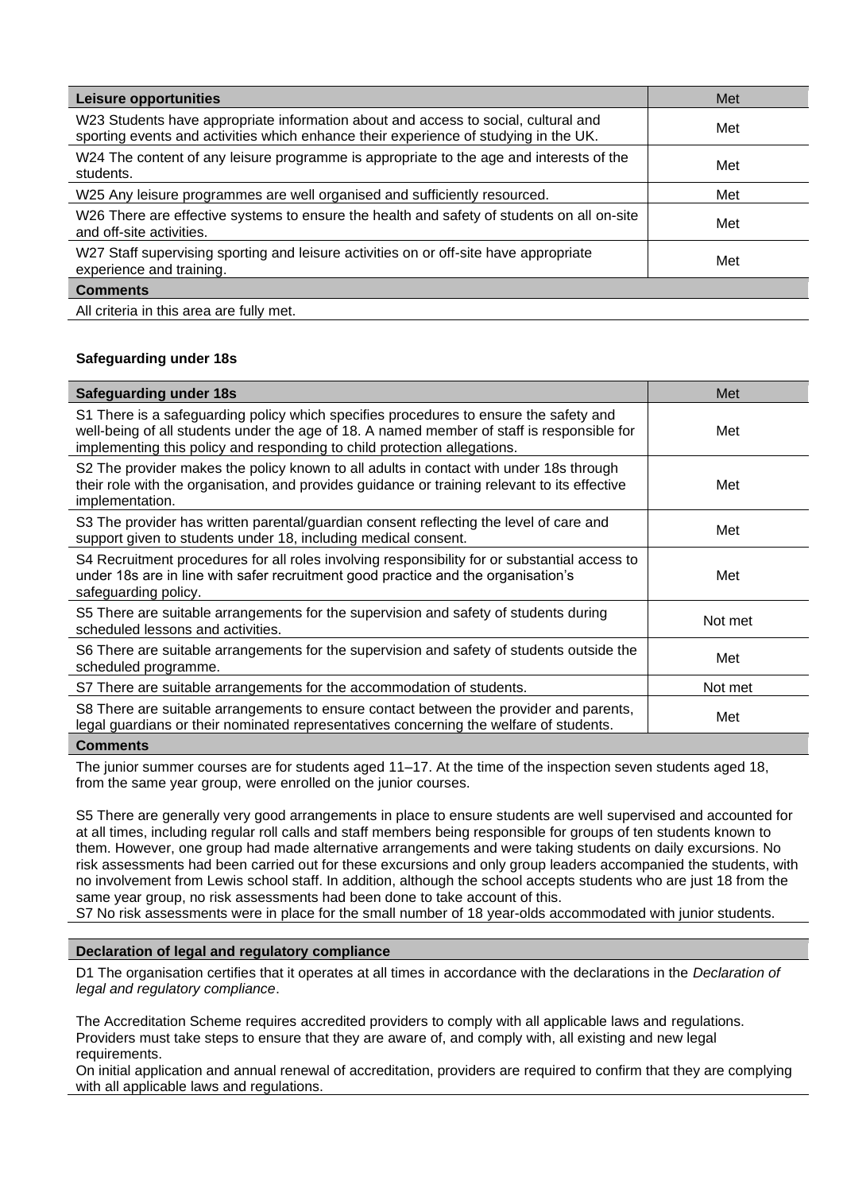| Leisure opportunities | Met |
| --- | --- |
| W23 Students have appropriate information about and access to social, cultural and sporting events and activities which enhance their experience of studying in the UK. | Met |
| W24 The content of any leisure programme is appropriate to the age and interests of the students. | Met |
| W25 Any leisure programmes are well organised and sufficiently resourced. | Met |
| W26 There are effective systems to ensure the health and safety of students on all on-site and off-site activities. | Met |
| W27 Staff supervising sporting and leisure activities on or off-site have appropriate experience and training. | Met |

**Comments**

All criteria in this area are fully met.

### Safeguarding under 18s

| Safeguarding under 18s | Met |
| --- | --- |
| S1 There is a safeguarding policy which specifies procedures to ensure the safety and well-being of all students under the age of 18. A named member of staff is responsible for implementing this policy and responding to child protection allegations. | Met |
| S2 The provider makes the policy known to all adults in contact with under 18s through their role with the organisation, and provides guidance or training relevant to its effective implementation. | Met |
| S3 The provider has written parental/guardian consent reflecting the level of care and support given to students under 18, including medical consent. | Met |
| S4 Recruitment procedures for all roles involving responsibility for or substantial access to under 18s are in line with safer recruitment good practice and the organisation's safeguarding policy. | Met |
| S5 There are suitable arrangements for the supervision and safety of students during scheduled lessons and activities. | Not met |
| S6 There are suitable arrangements for the supervision and safety of students outside the scheduled programme. | Met |
| S7 There are suitable arrangements for the accommodation of students. | Not met |
| S8 There are suitable arrangements to ensure contact between the provider and parents, legal guardians or their nominated representatives concerning the welfare of students. | Met |

**Comments**

The junior summer courses are for students aged 11–17. At the time of the inspection seven students aged 18, from the same year group, were enrolled on the junior courses.

S5 There are generally very good arrangements in place to ensure students are well supervised and accounted for at all times, including regular roll calls and staff members being responsible for groups of ten students known to them. However, one group had made alternative arrangements and were taking students on daily excursions. No risk assessments had been carried out for these excursions and only group leaders accompanied the students, with no involvement from Lewis school staff. In addition, although the school accepts students who are just 18 from the same year group, no risk assessments had been done to take account of this.
S7 No risk assessments were in place for the small number of 18 year-olds accommodated with junior students.

**Declaration of legal and regulatory compliance**

D1 The organisation certifies that it operates at all times in accordance with the declarations in the *Declaration of legal and regulatory compliance*.

The Accreditation Scheme requires accredited providers to comply with all applicable laws and regulations. Providers must take steps to ensure that they are aware of, and comply with, all existing and new legal requirements.
On initial application and annual renewal of accreditation, providers are required to confirm that they are complying with all applicable laws and regulations.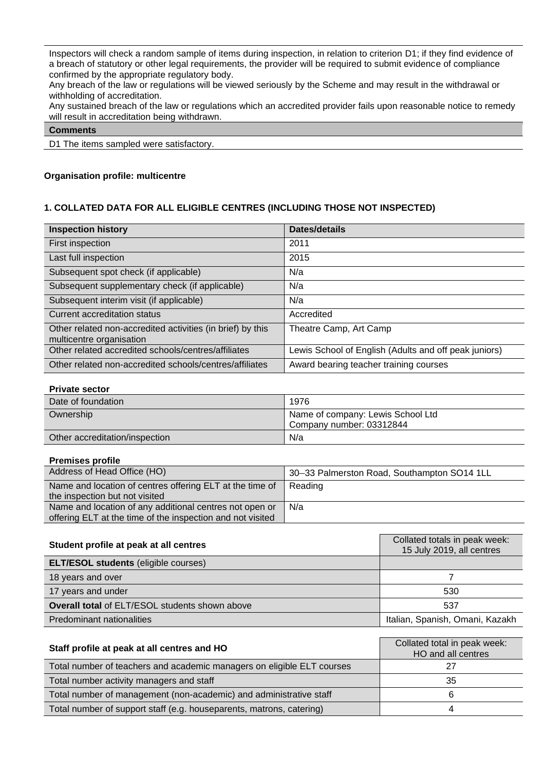Inspectors will check a random sample of items during inspection, in relation to criterion D1; if they find evidence of a breach of statutory or other legal requirements, the provider will be required to submit evidence of compliance confirmed by the appropriate regulatory body.
Any breach of the law or regulations will be viewed seriously by the Scheme and may result in the withdrawal or withholding of accreditation.
Any sustained breach of the law or regulations which an accredited provider fails upon reasonable notice to remedy will result in accreditation being withdrawn.

**Comments**

D1 The items sampled were satisfactory.

**Organisation profile: multicentre**

**1. COLLATED DATA FOR ALL ELIGIBLE CENTRES (INCLUDING THOSE NOT INSPECTED)**

| Inspection history | Dates/details |
|---|---|
| First inspection | 2011 |
| Last full inspection | 2015 |
| Subsequent spot check (if applicable) | N/a |
| Subsequent supplementary check (if applicable) | N/a |
| Subsequent interim visit (if applicable) | N/a |
| Current accreditation status | Accredited |
| Other related non-accredited activities (in brief) by this multicentre organisation | Theatre Camp, Art Camp |
| Other related accredited schools/centres/affiliates | Lewis School of English (Adults and off peak juniors) |
| Other related non-accredited schools/centres/affiliates | Award bearing teacher training courses |

**Private sector**

| | |
|---|---|
| Date of foundation | 1976 |
| Ownership | Name of company: Lewis School Ltd<br>Company number: 03312844 |
| Other accreditation/inspection | N/a |

**Premises profile**

| | |
|---|---|
| Address of Head Office (HO) | 30–33 Palmerston Road, Southampton SO14 1LL |
| Name and location of centres offering ELT at the time of the inspection but not visited | Reading |
| Name and location of any additional centres not open or offering ELT at the time of the inspection and not visited | N/a |

| Student profile at peak at all centres | Collated totals in peak week: 15 July 2019, all centres |
|---|---|
| **ELT/ESOL students** (eligible courses) | |
| 18 years and over | 7 |
| 17 years and under | 530 |
| **Overall total** of ELT/ESOL students shown above | 537 |
| Predominant nationalities | Italian, Spanish, Omani, Kazakh |

| Staff profile at peak at all centres and HO | Collated total in peak week: HO and all centres |
|---|---|
| Total number of teachers and academic managers on eligible ELT courses | 27 |
| Total number activity managers and staff | 35 |
| Total number of management (non-academic) and administrative staff | 6 |
| Total number of support staff (e.g. houseparents, matrons, catering) | 4 |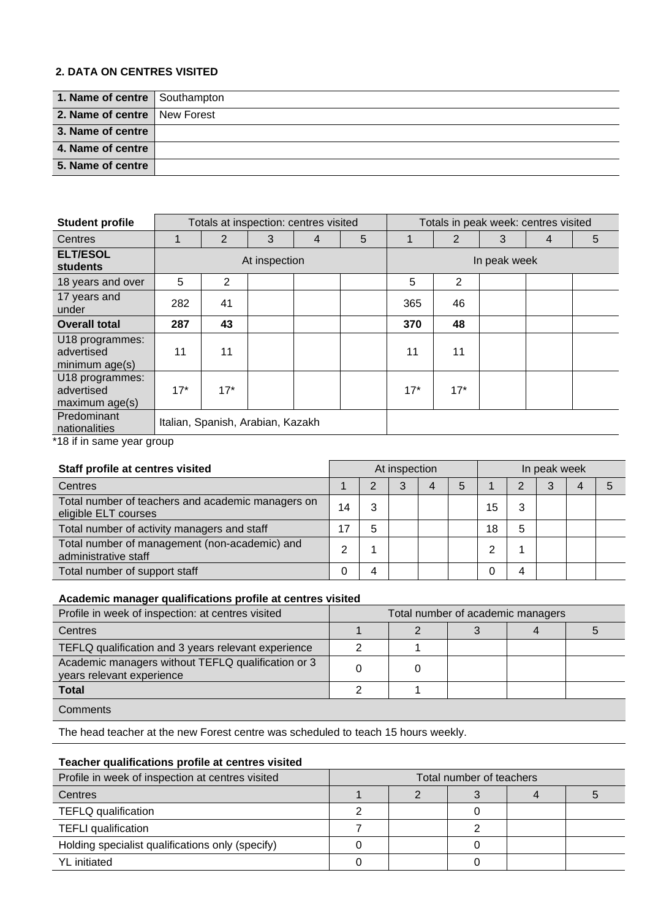**2. DATA ON CENTRES VISITED**

| | |
|---|---|
| **1. Name of centre** | Southampton |
| **2. Name of centre** | New Forest |
| **3. Name of centre** | |
| **4. Name of centre** | |
| **5. Name of centre** | |

| **Student profile** | Totals at inspection: centres visited | | | | | Totals in peak week: centres visited | | | | |
|---|---|---|---|---|---|---|---|---|---|---|
| Centres | 1 | 2 | 3 | 4 | 5 | 1 | 2 | 3 | 4 | 5 |
| **ELT/ESOL students** | At inspection | | | | | In peak week | | | | |
| 18 years and over | 5 | 2 | | | | 5 | 2 | | | |
| 17 years and under | 282 | 41 | | | | 365 | 46 | | | |
| **Overall total** | **287** | **43** | | | | **370** | **48** | | | |
| U18 programmes: advertised minimum age(s) | 11 | 11 | | | | 11 | 11 | | | |
| U18 programmes: advertised maximum age(s) | 17* | 17* | | | | 17* | 17* | | | |
| Predominant nationalities | Italian, Spanish, Arabian, Kazakh | | | | | | | | | |

*18 if in same year group

| **Staff profile at centres visited** | At inspection | | | | | In peak week | | | | |
|---|---|---|---|---|---|---|---|---|---|---|
| Centres | 1 | 2 | 3 | 4 | 5 | 1 | 2 | 3 | 4 | 5 |
| Total number of teachers and academic managers on eligible ELT courses | 14 | 3 | | | | 15 | 3 | | | |
| Total number of activity managers and staff | 17 | 5 | | | | 18 | 5 | | | |
| Total number of management (non-academic) and administrative staff | 2 | 1 | | | | 2 | 1 | | | |
| Total number of support staff | 0 | 4 | | | | 0 | 4 | | | |

**Academic manager qualifications profile at centres visited**

| Profile in week of inspection: at centres visited | Total number of academic managers | | | | |
|---|---|---|---|---|---|
| Centres | 1 | 2 | 3 | 4 | 5 |
| TEFLQ qualification and 3 years relevant experience | 2 | 1 | | | |
| Academic managers without TEFLQ qualification or 3 years relevant experience | 0 | 0 | | | |
| **Total** | 2 | 1 | | | |

Comments

The head teacher at the new Forest centre was scheduled to teach 15 hours weekly.

**Teacher qualifications profile at centres visited**

| Profile in week of inspection at centres visited | Total number of teachers | | | | |
|---|---|---|---|---|---|
| Centres | 1 | 2 | 3 | 4 | 5 |
| TEFLQ qualification | 2 | | 0 | | |
| TEFLI qualification | 7 | | 2 | | |
| Holding specialist qualifications only (specify) | 0 | | 0 | | |
| YL initiated | 0 | | 0 | | |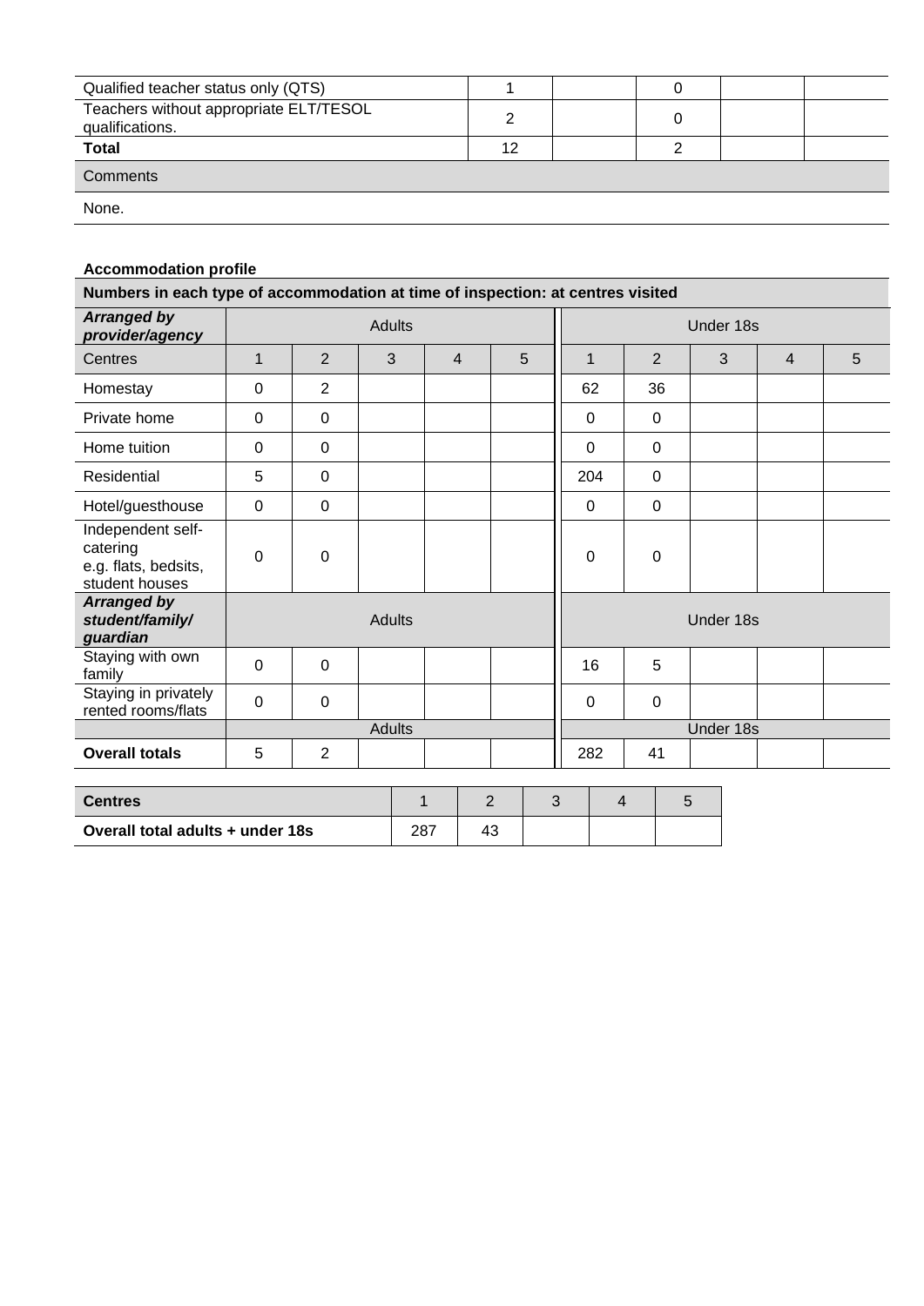| | | | | | |
|---|---|---|---|---|---|
| Qualified teacher status only (QTS) | 1 | | 0 | | |
| Teachers without appropriate ELT/TESOL qualifications. | 2 | | 0 | | |
| **Total** | 12 | | 2 | | |

Comments

None.

**Accommodation profile**

| **Numbers in each type of accommodation at time of inspection: at centres visited** | | | | | | | | | | |
|---|---|---|---|---|---|---|---|---|---|---|
| ***Arranged by provider/agency*** | Adults | | | | | Under 18s | | | | |
| Centres | 1 | 2 | 3 | 4 | 5 | 1 | 2 | 3 | 4 | 5 |
| Homestay | 0 | 2 | | | | 62 | 36 | | | |
| Private home | 0 | 0 | | | | 0 | 0 | | | |
| Home tuition | 0 | 0 | | | | 0 | 0 | | | |
| Residential | 5 | 0 | | | | 204 | 0 | | | |
| Hotel/guesthouse | 0 | 0 | | | | 0 | 0 | | | |
| Independent self-catering e.g. flats, bedsits, student houses | 0 | 0 | | | | 0 | 0 | | | |
| ***Arranged by student/family/ guardian*** | Adults | | | | | Under 18s | | | | |
| Staying with own family | 0 | 0 | | | | 16 | 5 | | | |
| Staying in privately rented rooms/flats | 0 | 0 | | | | 0 | 0 | | | |
| | Adults | | | | | Under 18s | | | | |
| **Overall totals** | 5 | 2 | | | | 282 | 41 | | | |

| **Centres** | 1 | 2 | 3 | 4 | 5 |
|---|---|---|---|---|---|
| **Overall total adults + under 18s** | 287 | 43 | | | |